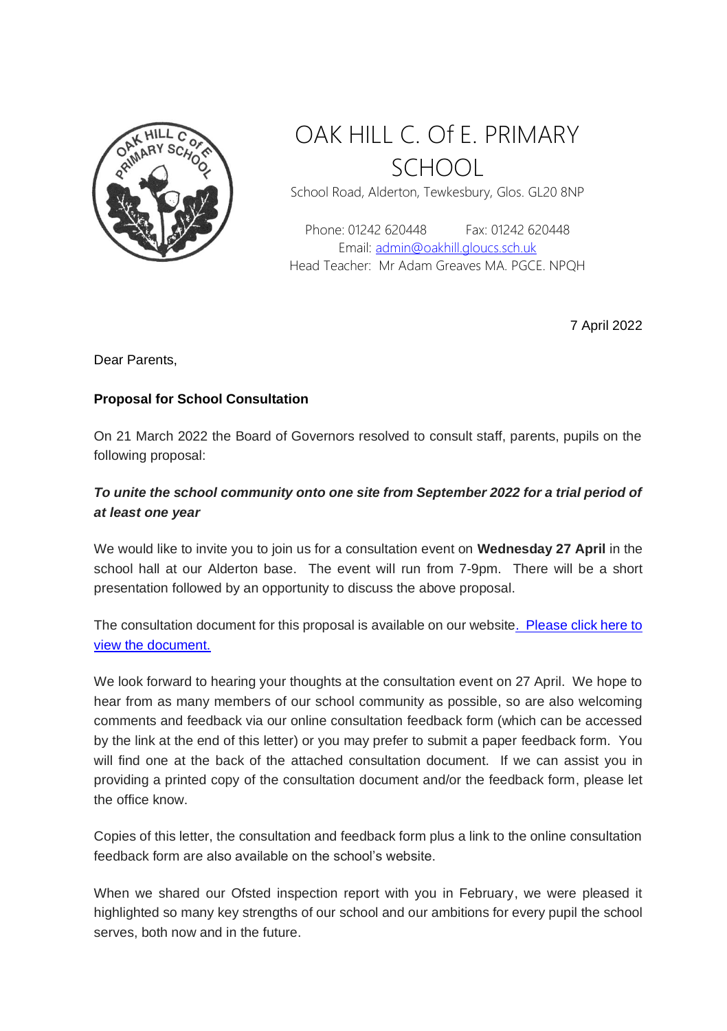# OAK HILL C. Of E. PRIMARY SCHOOL

School Road, Alderton, Tewkesbury, Glos. GL20 8NP

Phone: 01242 620448 Fax: 01242 620448

Email: [admin@oakhill.gloucs.sch.uk](mailto:admin@oakhill.gloucs.sch.uk)

Head Teacher: Mr Adam Greaves MA. PGCE. NPQH

7 April 2022

Dear Parents,

**Proposal for School Consultation**

On 21 March 2022 the Board of Governors resolved to consult staff, parents, pupils on the following proposal:

***To unite the school community onto one site from September 2022 for a trial period of at least one year***

We would like to invite you to join us for a consultation event on **Wednesday 27 April** in the school hall at our Alderton base. The event will run from 7-9pm. There will be a short presentation followed by an opportunity to discuss the above proposal.

The consultation document for this proposal is available on our website. Please click here to view the document.

We look forward to hearing your thoughts at the consultation event on 27 April. We hope to hear from as many members of our school community as possible, so are also welcoming comments and feedback via our online consultation feedback form (which can be accessed by the link at the end of this letter) or you may prefer to submit a paper feedback form. You will find one at the back of the attached consultation document. If we can assist you in providing a printed copy of the consultation document and/or the feedback form, please let the office know.

Copies of this letter, the consultation and feedback form plus a link to the online consultation feedback form are also available on the school's website.

When we shared our Ofsted inspection report with you in February, we were pleased it highlighted so many key strengths of our school and our ambitions for every pupil the school serves, both now and in the future.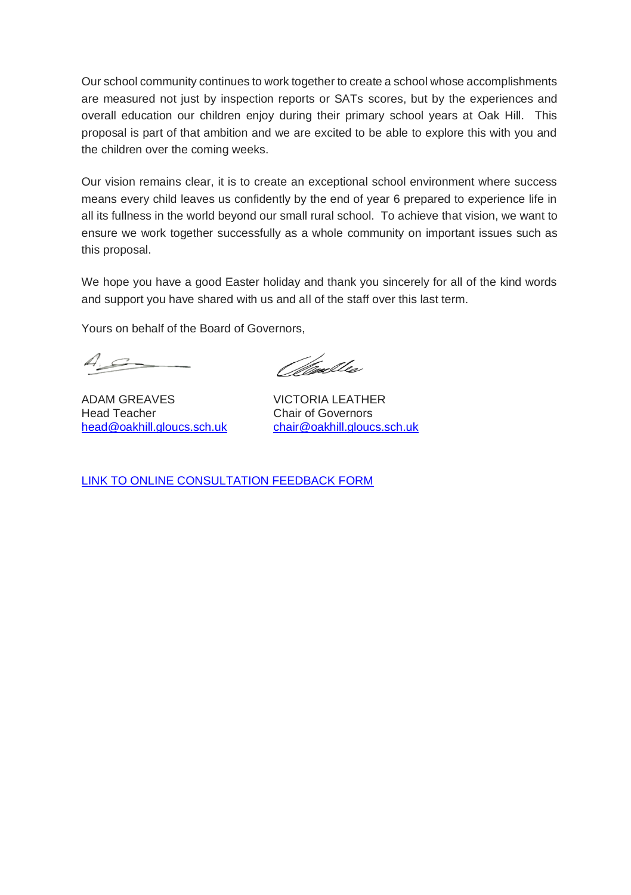Our school community continues to work together to create a school whose accomplishments are measured not just by inspection reports or SATs scores, but by the experiences and overall education our children enjoy during their primary school years at Oak Hill. This proposal is part of that ambition and we are excited to be able to explore this with you and the children over the coming weeks.

Our vision remains clear, it is to create an exceptional school environment where success means every child leaves us confidently by the end of year 6 prepared to experience life in all its fullness in the world beyond our small rural school. To achieve that vision, we want to ensure we work together successfully as a whole community on important issues such as this proposal.

We hope you have a good Easter holiday and thank you sincerely for all of the kind words and support you have shared with us and all of the staff over this last term.

Yours on behalf of the Board of Governors,

ADAM GREAVES
Head Teacher
head@oakhill.gloucs.sch.uk

VICTORIA LEATHER
Chair of Governors
chair@oakhill.gloucs.sch.uk

LINK TO ONLINE CONSULTATION FEEDBACK FORM